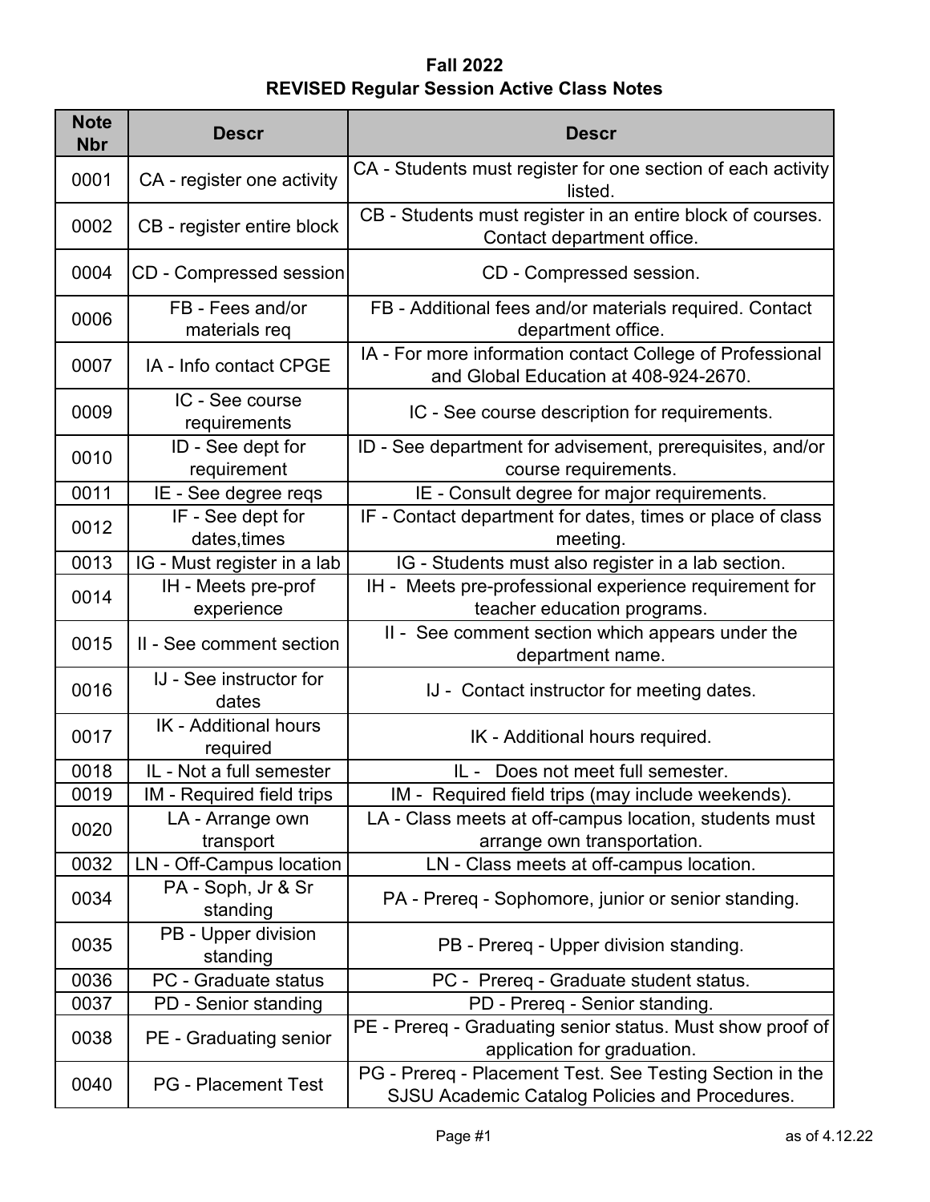# Fall 2022
## REVISED Regular Session Active Class Notes

| Note Nbr | Descr | Descr |
|---|---|---|
| 0001 | CA - register one activity | CA - Students must register for one section of each activity listed. |
| 0002 | CB - register entire block | CB - Students must register in an entire block of courses. Contact department office. |
| 0004 | CD - Compressed session | CD - Compressed session. |
| 0006 | FB - Fees and/or materials req | FB - Additional fees and/or materials required. Contact department office. |
| 0007 | IA - Info contact CPGE | IA - For more information contact College of Professional and Global Education at 408-924-2670. |
| 0009 | IC - See course requirements | IC - See course description for requirements. |
| 0010 | ID - See dept for requirement | ID - See department for advisement, prerequisites, and/or course requirements. |
| 0011 | IE - See degree reqs | IE - Consult degree for major requirements. |
| 0012 | IF - See dept for dates,times | IF - Contact department for dates, times or place of class meeting. |
| 0013 | IG - Must register in a lab | IG - Students must also register in a lab section. |
| 0014 | IH - Meets pre-prof experience | IH - Meets pre-professional experience requirement for teacher education programs. |
| 0015 | II - See comment section | II - See comment section which appears under the department name. |
| 0016 | IJ - See instructor for dates | IJ - Contact instructor for meeting dates. |
| 0017 | IK - Additional hours required | IK - Additional hours required. |
| 0018 | IL - Not a full semester | IL - Does not meet full semester. |
| 0019 | IM - Required field trips | IM - Required field trips (may include weekends). |
| 0020 | LA - Arrange own transport | LA - Class meets at off-campus location, students must arrange own transportation. |
| 0032 | LN - Off-Campus location | LN - Class meets at off-campus location. |
| 0034 | PA - Soph, Jr & Sr standing | PA - Prereq - Sophomore, junior or senior standing. |
| 0035 | PB - Upper division standing | PB - Prereq - Upper division standing. |
| 0036 | PC - Graduate status | PC - Prereq - Graduate student status. |
| 0037 | PD - Senior standing | PD - Prereq - Senior standing. |
| 0038 | PE - Graduating senior | PE - Prereq - Graduating senior status. Must show proof of application for graduation. |
| 0040 | PG - Placement Test | PG - Prereq - Placement Test. See Testing Section in the SJSU Academic Catalog Policies and Procedures. |

as of 4.12.22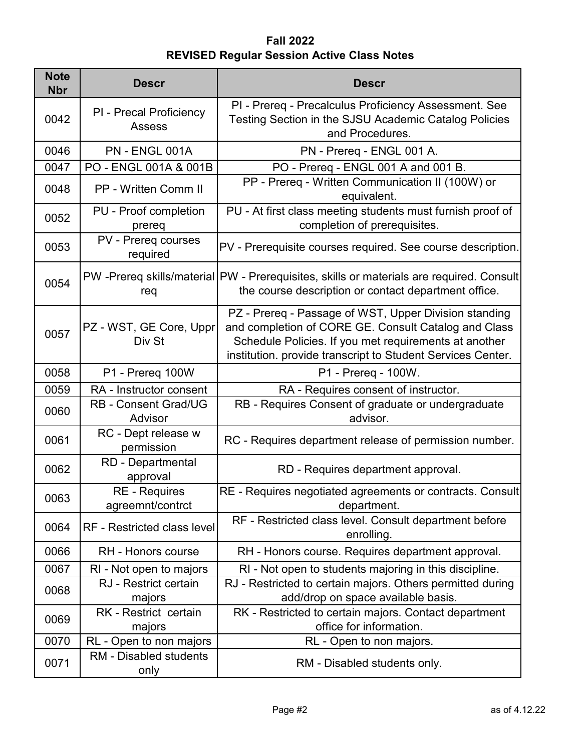**Fall 2022**
**REVISED Regular Session Active Class Notes**

| Note Nbr | Descr | Descr |
|---|---|---|
| 0042 | PI - Precal Proficiency Assess | PI - Prereq - Precalculus Proficiency Assessment. See Testing Section in the SJSU Academic Catalog Policies and Procedures. |
| 0046 | PN - ENGL 001A | PN - Prereq - ENGL 001 A. |
| 0047 | PO - ENGL 001A & 001B | PO - Prereq - ENGL 001 A and 001 B. |
| 0048 | PP - Written Comm II | PP - Prereq - Written Communication II (100W) or equivalent. |
| 0052 | PU - Proof completion prereq | PU - At first class meeting students must furnish proof of completion of prerequisites. |
| 0053 | PV - Prereq courses required | PV - Prerequisite courses required. See course description. |
| 0054 | PW -Prereq skills/material req | PW - Prerequisites, skills or materials are required. Consult the course description or contact department office. |
| 0057 | PZ - WST, GE Core, Uppr Div St | PZ - Prereq - Passage of WST, Upper Division standing and completion of CORE GE. Consult Catalog and Class Schedule Policies. If you met requirements at another institution. provide transcript to Student Services Center. |
| 0058 | P1 - Prereq 100W | P1 - Prereq - 100W. |
| 0059 | RA - Instructor consent | RA - Requires consent of instructor. |
| 0060 | RB - Consent Grad/UG Advisor | RB - Requires Consent of graduate or undergraduate advisor. |
| 0061 | RC - Dept release w permission | RC - Requires department release of permission number. |
| 0062 | RD - Departmental approval | RD - Requires department approval. |
| 0063 | RE - Requires agreemnt/contrct | RE - Requires negotiated agreements or contracts. Consult department. |
| 0064 | RF - Restricted class level | RF - Restricted class level. Consult department before enrolling. |
| 0066 | RH - Honors course | RH - Honors course. Requires department approval. |
| 0067 | RI - Not open to majors | RI - Not open to students majoring in this discipline. |
| 0068 | RJ - Restrict certain majors | RJ - Restricted to certain majors. Others permitted during add/drop on space available basis. |
| 0069 | RK - Restrict certain majors | RK - Restricted to certain majors. Contact department office for information. |
| 0070 | RL - Open to non majors | RL - Open to non majors. |
| 0071 | RM - Disabled students only | RM - Disabled students only. |

as of 4.12.22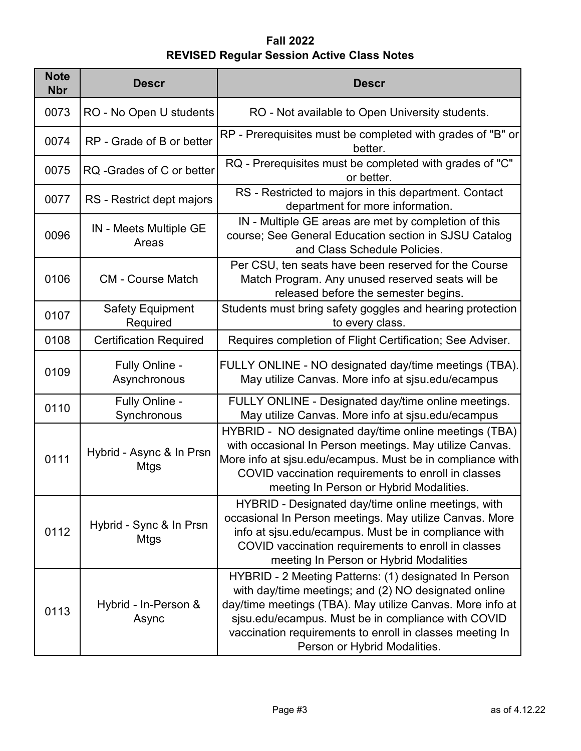**Fall 2022**
**REVISED Regular Session Active Class Notes**

| Note Nbr | Descr | Descr |
|---|---|---|
| 0073 | RO - No Open U students | RO - Not available to Open University students. |
| 0074 | RP - Grade of B or better | RP - Prerequisites must be completed with grades of "B" or better. |
| 0075 | RQ -Grades of C or better | RQ - Prerequisites must be completed with grades of "C" or better. |
| 0077 | RS - Restrict dept majors | RS - Restricted to majors in this department. Contact department for more information. |
| 0096 | IN - Meets Multiple GE Areas | IN - Multiple GE areas are met by completion of this course; See General Education section in SJSU Catalog and Class Schedule Policies. |
| 0106 | CM - Course Match | Per CSU, ten seats have been reserved for the Course Match Program. Any unused reserved seats will be released before the semester begins. |
| 0107 | Safety Equipment Required | Students must bring safety goggles and hearing protection to every class. |
| 0108 | Certification Required | Requires completion of Flight Certification; See Adviser. |
| 0109 | Fully Online - Asynchronous | FULLY ONLINE - NO designated day/time meetings (TBA). May utilize Canvas. More info at sjsu.edu/ecampus |
| 0110 | Fully Online - Synchronous | FULLY ONLINE - Designated day/time online meetings. May utilize Canvas. More info at sjsu.edu/ecampus |
| 0111 | Hybrid - Async & In Prsn Mtgs | HYBRID - NO designated day/time online meetings (TBA) with occasional In Person meetings. May utilize Canvas. More info at sjsu.edu/ecampus. Must be in compliance with COVID vaccination requirements to enroll in classes meeting In Person or Hybrid Modalities. |
| 0112 | Hybrid - Sync & In Prsn Mtgs | HYBRID - Designated day/time online meetings, with occasional In Person meetings. May utilize Canvas. More info at sjsu.edu/ecampus. Must be in compliance with COVID vaccination requirements to enroll in classes meeting In Person or Hybrid Modalities |
| 0113 | Hybrid - In-Person & Async | HYBRID - 2 Meeting Patterns: (1) designated In Person with day/time meetings; and (2) NO designated online day/time meetings (TBA). May utilize Canvas. More info at sjsu.edu/ecampus. Must be in compliance with COVID vaccination requirements to enroll in classes meeting In Person or Hybrid Modalities. |

as of 4.12.22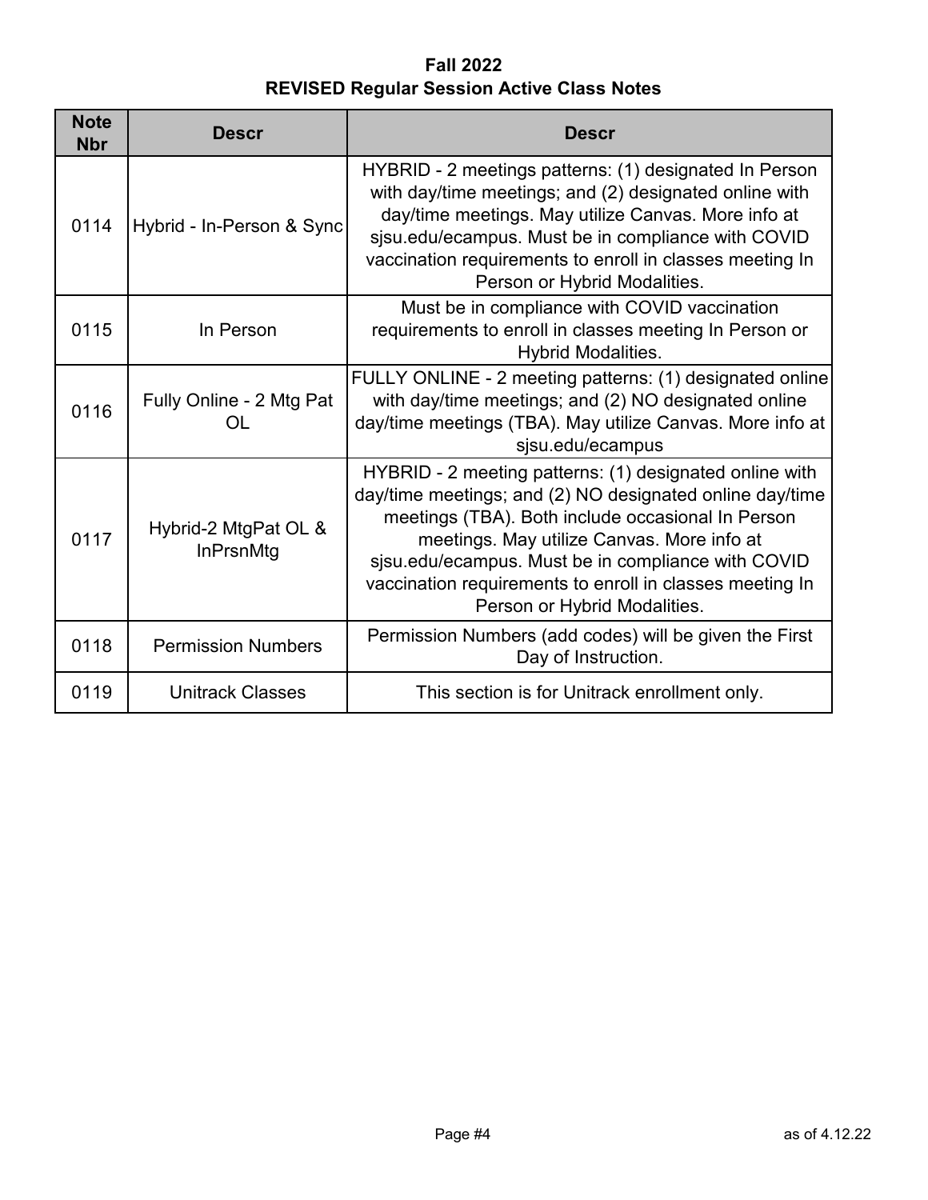**Fall 2022**
**REVISED Regular Session Active Class Notes**

| Note Nbr | Descr | Descr |
|---|---|---|
| 0114 | Hybrid - In-Person & Sync | HYBRID - 2 meetings patterns: (1) designated In Person with day/time meetings; and (2) designated online with day/time meetings. May utilize Canvas. More info at sjsu.edu/ecampus. Must be in compliance with COVID vaccination requirements to enroll in classes meeting In Person or Hybrid Modalities. |
| 0115 | In Person | Must be in compliance with COVID vaccination requirements to enroll in classes meeting In Person or Hybrid Modalities. |
| 0116 | Fully Online - 2 Mtg Pat OL | FULLY ONLINE - 2 meeting patterns: (1) designated online with day/time meetings; and (2) NO designated online day/time meetings (TBA). May utilize Canvas. More info at sjsu.edu/ecampus |
| 0117 | Hybrid-2 MtgPat OL & InPrsnMtg | HYBRID - 2 meeting patterns: (1) designated online with day/time meetings; and (2) NO designated online day/time meetings (TBA). Both include occasional In Person meetings. May utilize Canvas. More info at sjsu.edu/ecampus. Must be in compliance with COVID vaccination requirements to enroll in classes meeting In Person or Hybrid Modalities. |
| 0118 | Permission Numbers | Permission Numbers (add codes) will be given the First Day of Instruction. |
| 0119 | Unitrack Classes | This section is for Unitrack enrollment only. |

as of 4.12.22